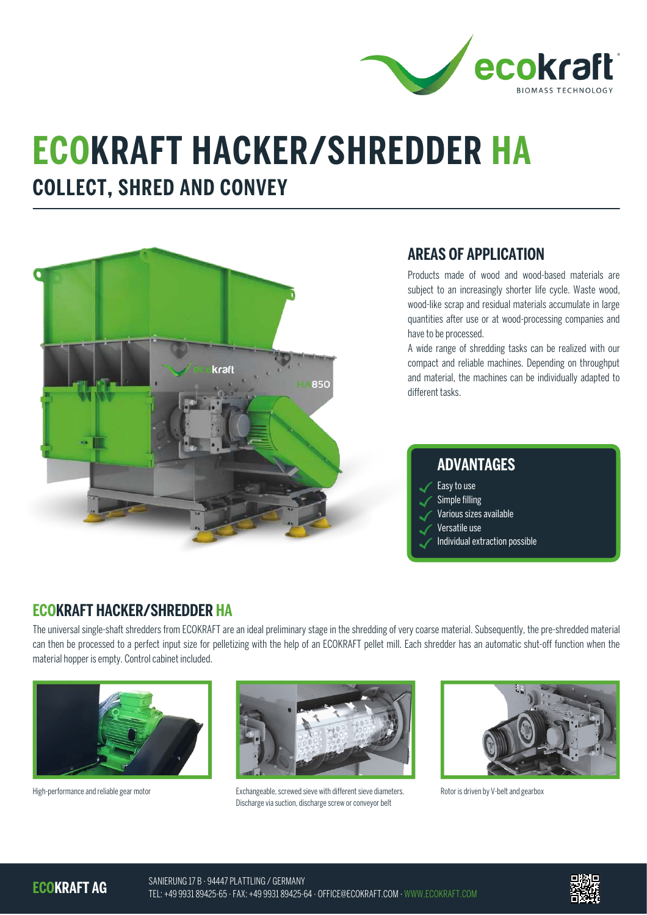# ECOKRAFT HACKER/SHREDDER HA

## COLLECT, SHRED AND CONVEY

## AREAS OF APPLICATION

Products made of wood and wood-based materials are subject to an increasingly shorter life cycle. Waste wood, wood-like scrap and residual materials accumulate in large quantities after use or at wood-processing companies and have to be processed.

A wide range of shredding tasks can be realized with our compact and reliable machines. Depending on throughput and material, the machines can be individually adapted to different tasks.

## ADVANTAGES

- Easy to use
- Simple filling
- Various sizes available
- Versatile use
- Individual extraction possible

## ECOKRAFT HACKER/SHREDDER HA

The universal single-shaft shredders from ECOKRAFT are an ideal preliminary stage in the shredding of very coarse material. Subsequently, the pre-shredded material can then be processed to a perfect input size for pelletizing with the help of an ECOKRAFT pellet mill. Each shredder has an automatic shut-off function when the material hopper is empty. Control cabinet included.

High-performance and reliable gear motor

Exchangeable, screwed sieve with different sieve diameters. Discharge via suction, discharge screw or conveyor belt

Rotor is driven by V-belt and gearbox

**ECOKRAFT AG**

SANIERUNG 17 B · 94447 PLATTLING / GERMANY
TEL: +49 9931 89425-65 · FAX: +49 9931 89425-64 · OFFICE@ECOKRAFT.COM · WWW.ECOKRAFT.COM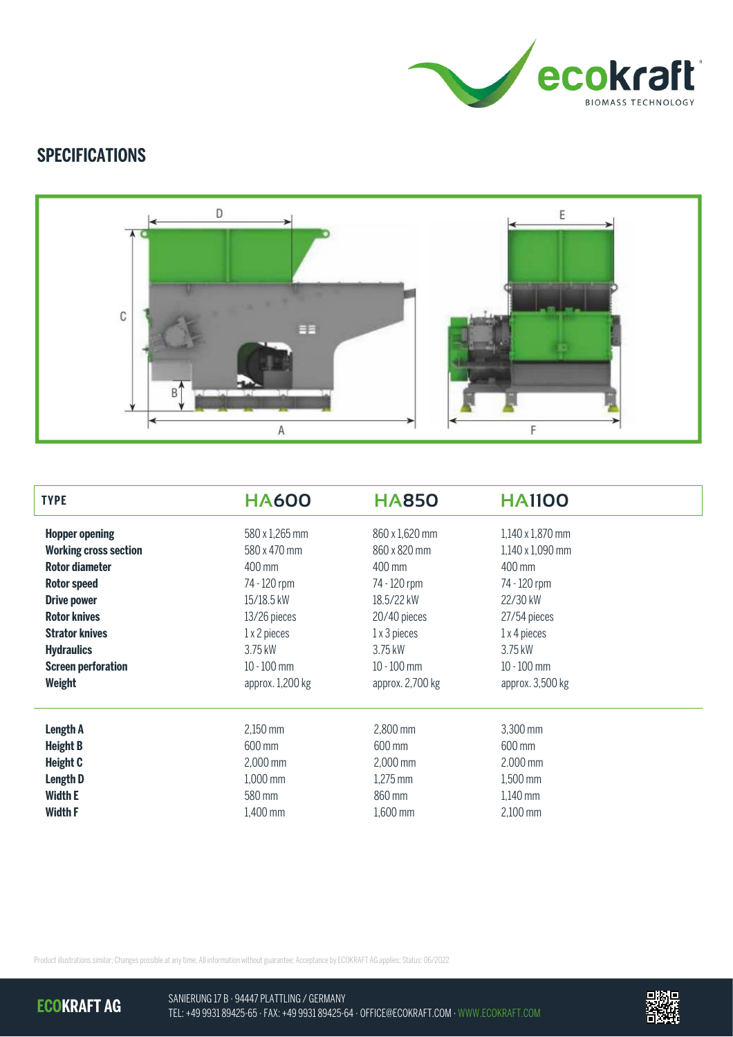## SPECIFICATIONS

D

E

C

B

A

F

| TYPE | HA600 | HA850 | HA1100 |
|---|---|---|---|
| **Hopper opening** | 580 x 1,265 mm | 860 x 1,620 mm | 1,140 x 1,870 mm |
| **Working cross section** | 580 x 470 mm | 860 x 820 mm | 1,140 x 1,090 mm |
| **Rotor diameter** | 400 mm | 400 mm | 400 mm |
| **Rotor speed** | 74 - 120 rpm | 74 - 120 rpm | 74 - 120 rpm |
| **Drive power** | 15/18.5 kW | 18.5/22 kW | 22/30 kW |
| **Rotor knives** | 13/26 pieces | 20/40 pieces | 27/54 pieces |
| **Strator knives** | 1 x 2 pieces | 1 x 3 pieces | 1 x 4 pieces |
| **Hydraulics** | 3.75 kW | 3.75 kW | 3.75 kW |
| **Screen perforation** | 10 - 100 mm | 10 - 100 mm | 10 - 100 mm |
| **Weight** | approx. 1,200 kg | approx. 2,700 kg | approx. 3,500 kg |
| **Length A** | 2,150 mm | 2,800 mm | 3,300 mm |
| **Height B** | 600 mm | 600 mm | 600 mm |
| **Height C** | 2,000 mm | 2,000 mm | 2.000 mm |
| **Length D** | 1,000 mm | 1,275 mm | 1,500 mm |
| **Width E** | 580 mm | 860 mm | 1,140 mm |
| **Width F** | 1,400 mm | 1,600 mm | 2,100 mm |

Product illustrations similar; Changes possible at any time; All information without guarantee; Acceptance by ECOKRAFT AG applies; Status: 06/2022

**ECOKRAFT AG**

SANIERUNG 17 B · 94447 PLATTLING / GERMANY
TEL: +49 9931 89425-65 · FAX: +49 9931 89425-64 · OFFICE@ECOKRAFT.COM · WWW.ECOKRAFT.COM